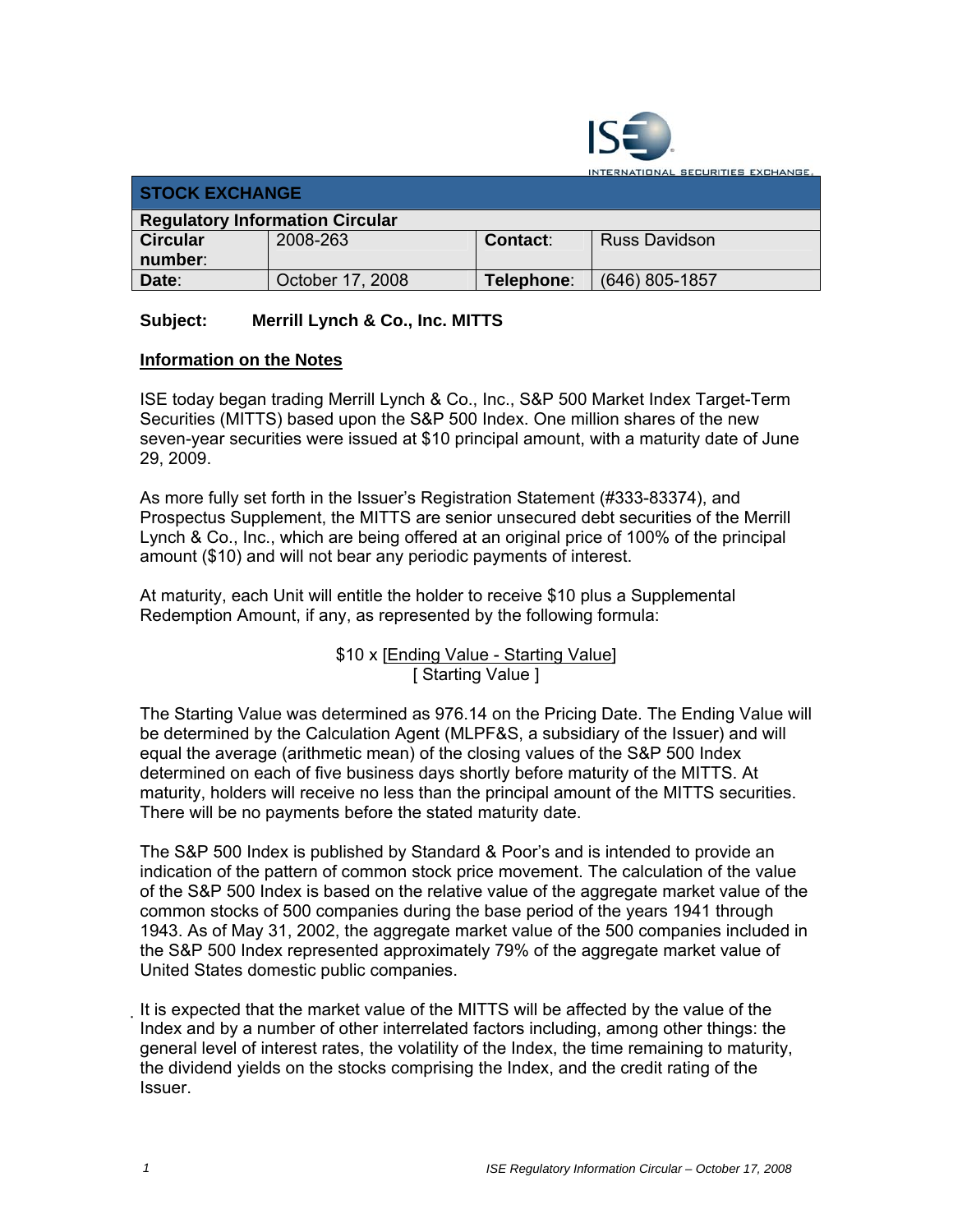**STOCK EXCHANGE**

| Regulatory Information Circular | | | |
|---|---|---|---|
| **Circular number:** | 2008-263 | **Contact:** | Russ Davidson |
| **Date:** | October 17, 2008 | **Telephone:** | (646) 805-1857 |

**Subject: Merrill Lynch & Co., Inc. MITTS**

**Information on the Notes**

ISE today began trading Merrill Lynch & Co., Inc., S&P 500 Market Index Target-Term Securities (MITTS) based upon the S&P 500 Index. One million shares of the new seven-year securities were issued at $10 principal amount, with a maturity date of June 29, 2009.

As more fully set forth in the Issuer's Registration Statement (#333-83374), and Prospectus Supplement, the MITTS are senior unsecured debt securities of the Merrill Lynch & Co., Inc., which are being offered at an original price of 100% of the principal amount ($10) and will not bear any periodic payments of interest.

At maturity, each Unit will entitle the holder to receive $10 plus a Supplemental Redemption Amount, if any, as represented by the following formula:

$$\$10 \times \frac{[\text{Ending Value} - \text{Starting Value}]}{[\text{ Starting Value }]}$$

The Starting Value was determined as 976.14 on the Pricing Date. The Ending Value will be determined by the Calculation Agent (MLPF&S, a subsidiary of the Issuer) and will equal the average (arithmetic mean) of the closing values of the S&P 500 Index determined on each of five business days shortly before maturity of the MITTS. At maturity, holders will receive no less than the principal amount of the MITTS securities. There will be no payments before the stated maturity date.

The S&P 500 Index is published by Standard & Poor's and is intended to provide an indication of the pattern of common stock price movement. The calculation of the value of the S&P 500 Index is based on the relative value of the aggregate market value of the common stocks of 500 companies during the base period of the years 1941 through 1943. As of May 31, 2002, the aggregate market value of the 500 companies included in the S&P 500 Index represented approximately 79% of the aggregate market value of United States domestic public companies.

It is expected that the market value of the MITTS will be affected by the value of the Index and by a number of other interrelated factors including, among other things: the general level of interest rates, the volatility of the Index, the time remaining to maturity, the dividend yields on the stocks comprising the Index, and the credit rating of the Issuer.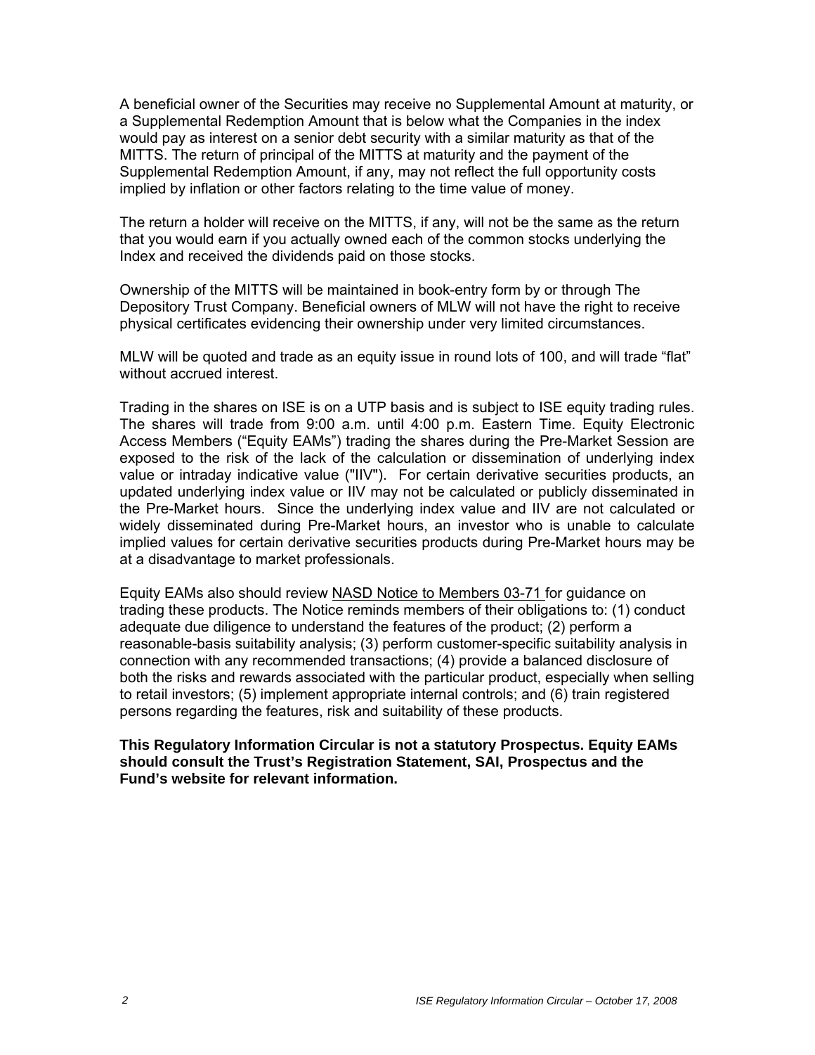A beneficial owner of the Securities may receive no Supplemental Amount at maturity, or a Supplemental Redemption Amount that is below what the Companies in the index would pay as interest on a senior debt security with a similar maturity as that of the MITTS. The return of principal of the MITTS at maturity and the payment of the Supplemental Redemption Amount, if any, may not reflect the full opportunity costs implied by inflation or other factors relating to the time value of money.

The return a holder will receive on the MITTS, if any, will not be the same as the return that you would earn if you actually owned each of the common stocks underlying the Index and received the dividends paid on those stocks.

Ownership of the MITTS will be maintained in book-entry form by or through The Depository Trust Company. Beneficial owners of MLW will not have the right to receive physical certificates evidencing their ownership under very limited circumstances.

MLW will be quoted and trade as an equity issue in round lots of 100, and will trade "flat" without accrued interest.

Trading in the shares on ISE is on a UTP basis and is subject to ISE equity trading rules. The shares will trade from 9:00 a.m. until 4:00 p.m. Eastern Time. Equity Electronic Access Members ("Equity EAMs") trading the shares during the Pre-Market Session are exposed to the risk of the lack of the calculation or dissemination of underlying index value or intraday indicative value ("IIV"). For certain derivative securities products, an updated underlying index value or IIV may not be calculated or publicly disseminated in the Pre-Market hours. Since the underlying index value and IIV are not calculated or widely disseminated during Pre-Market hours, an investor who is unable to calculate implied values for certain derivative securities products during Pre-Market hours may be at a disadvantage to market professionals.

Equity EAMs also should review NASD Notice to Members 03-71 for guidance on trading these products. The Notice reminds members of their obligations to: (1) conduct adequate due diligence to understand the features of the product; (2) perform a reasonable-basis suitability analysis; (3) perform customer-specific suitability analysis in connection with any recommended transactions; (4) provide a balanced disclosure of both the risks and rewards associated with the particular product, especially when selling to retail investors; (5) implement appropriate internal controls; and (6) train registered persons regarding the features, risk and suitability of these products.

**This Regulatory Information Circular is not a statutory Prospectus. Equity EAMs should consult the Trust's Registration Statement, SAI, Prospectus and the Fund's website for relevant information.**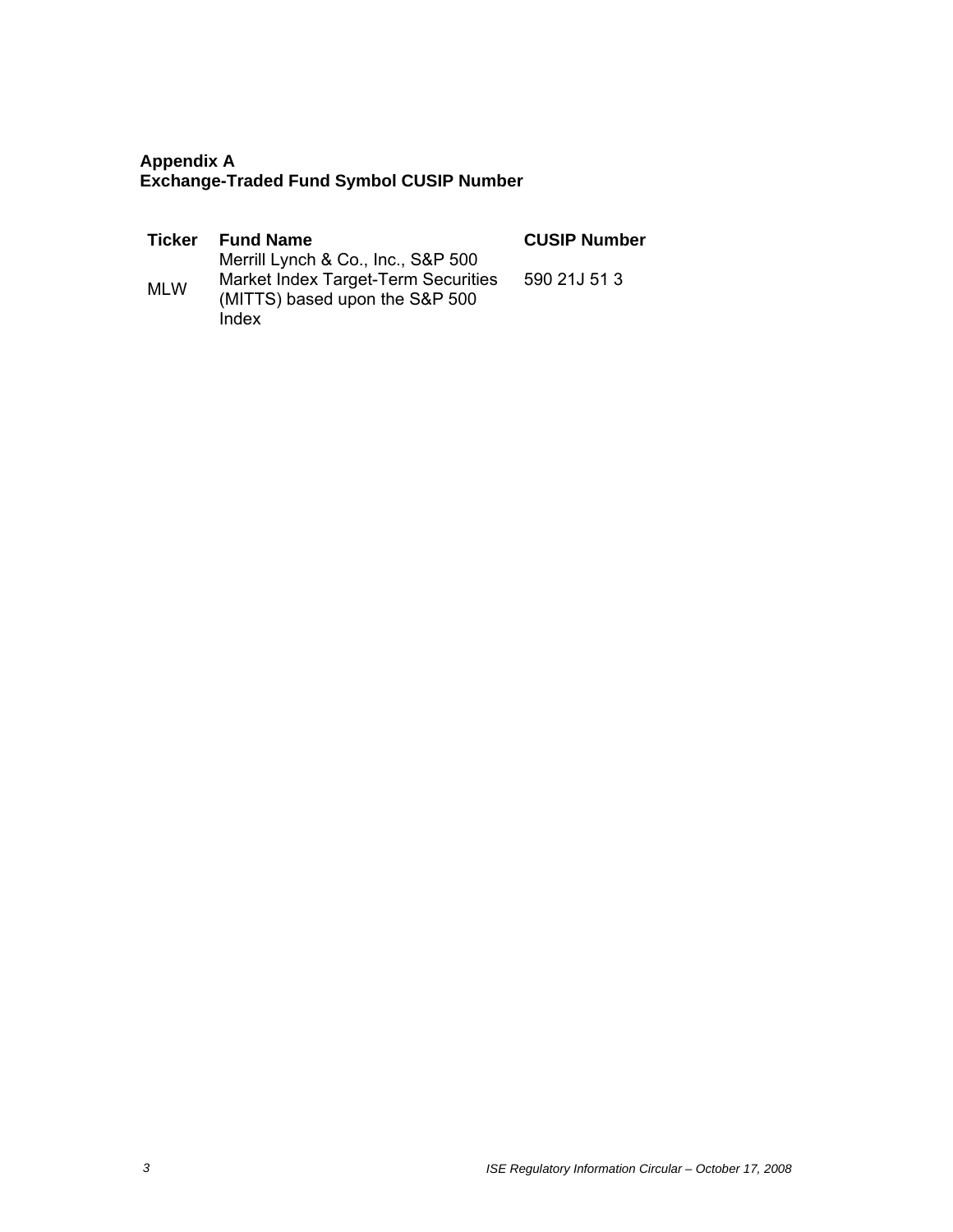**Appendix A**
**Exchange-Traded Fund Symbol CUSIP Number**

| Ticker | Fund Name | CUSIP Number |
|---|---|---|
| MLW | Merrill Lynch & Co., Inc., S&P 500 Market Index Target-Term Securities (MITTS) based upon the S&P 500 Index | 590 21J 51 3 |